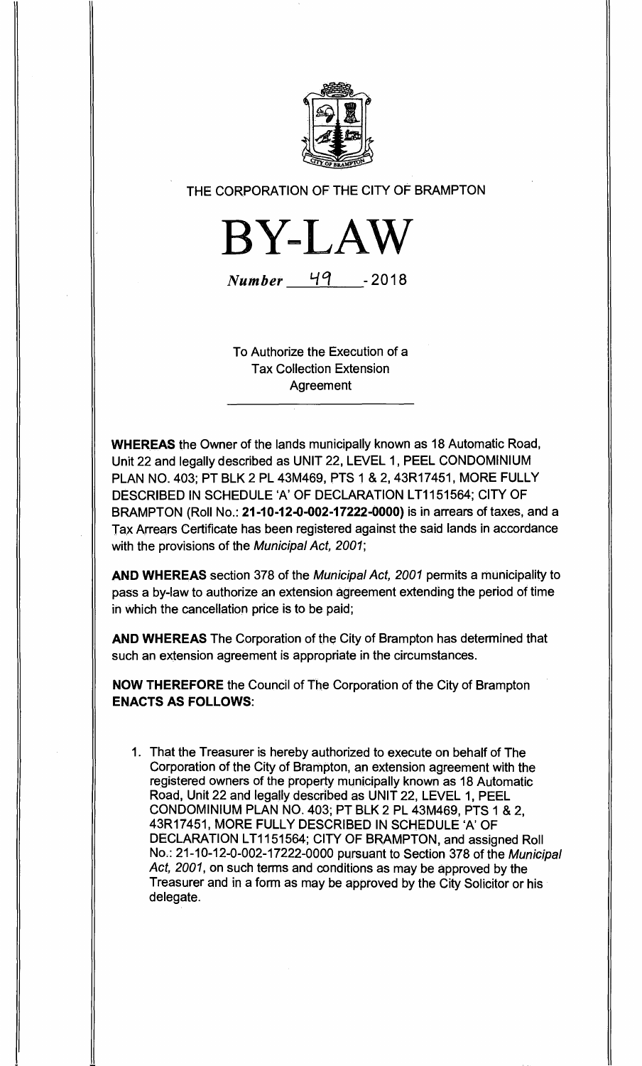THE CORPORATION OF THE CITY OF BRAMPTON

# BY-LAW

*Number* 49 - 2018

To Authorize the Execution of a Tax Collection Extension Agreement

**WHEREAS** the Owner of the lands municipally known as 18 Automatic Road, Unit 22 and legally described as UNIT 22, LEVEL 1, PEEL CONDOMINIUM PLAN NO. 403; PT BLK 2 PL 43M469, PTS 1 & 2, 43R17451, MORE FULLY DESCRIBED IN SCHEDULE 'A' OF DECLARATION LT1151564; CITY OF BRAMPTON (Roll No.: **21-10-12-0-002-17222-0000**) is in arrears of taxes, and a Tax Arrears Certificate has been registered against the said lands in accordance with the provisions of the *Municipal Act, 2001*;

**AND WHEREAS** section 378 of the *Municipal Act, 2001* permits a municipality to pass a by-law to authorize an extension agreement extending the period of time in which the cancellation price is to be paid;

**AND WHEREAS** The Corporation of the City of Brampton has determined that such an extension agreement is appropriate in the circumstances.

**NOW THEREFORE** the Council of The Corporation of the City of Brampton **ENACTS AS FOLLOWS**:

1. That the Treasurer is hereby authorized to execute on behalf of The Corporation of the City of Brampton, an extension agreement with the registered owners of the property municipally known as 18 Automatic Road, Unit 22 and legally described as UNIT 22, LEVEL 1, PEEL CONDOMINIUM PLAN NO. 403; PT BLK 2 PL 43M469, PTS 1 & 2, 43R17451, MORE FULLY DESCRIBED IN SCHEDULE 'A' OF DECLARATION LT1151564; CITY OF BRAMPTON, and assigned Roll No.: 21-10-12-0-002-17222-0000 pursuant to Section 378 of the *Municipal Act, 2001*, on such terms and conditions as may be approved by the Treasurer and in a form as may be approved by the City Solicitor or his delegate.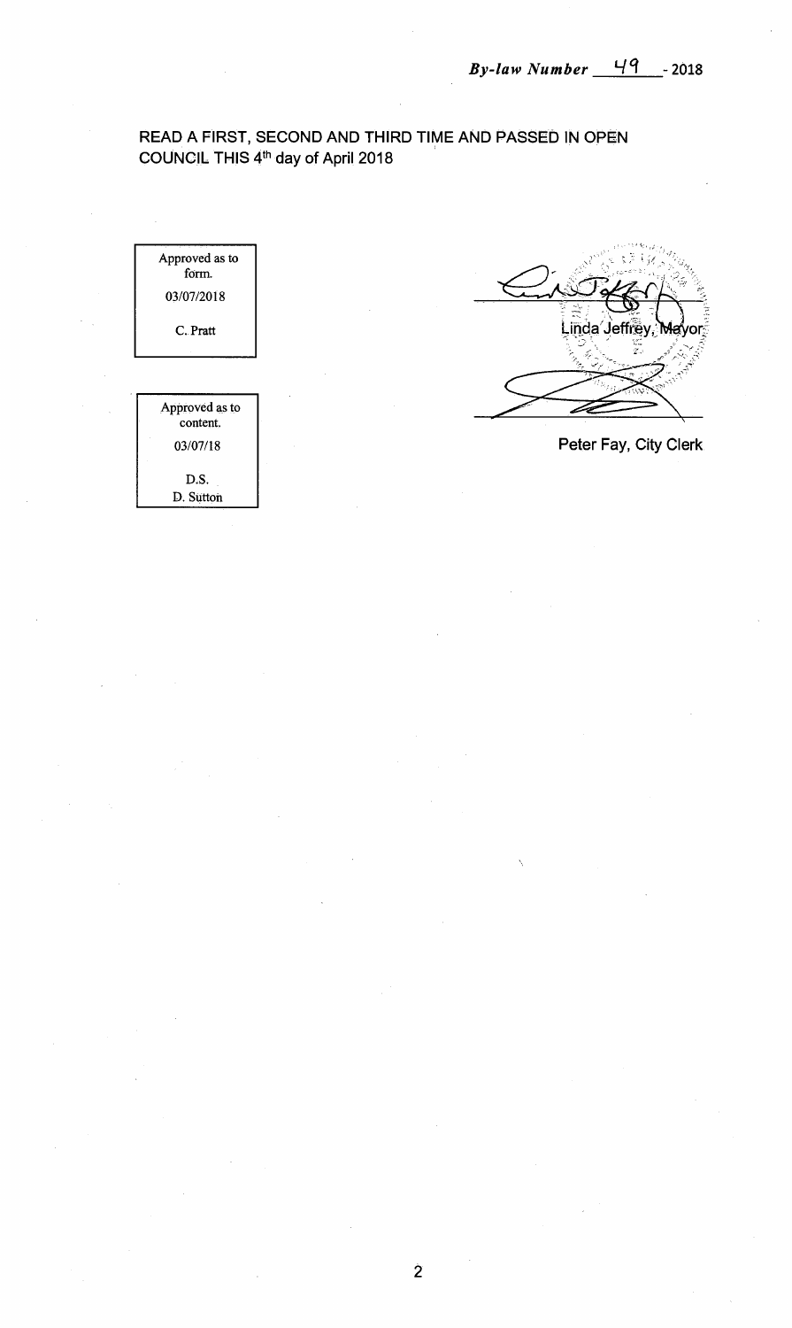***By-law Number*** 49 - 2018

READ A FIRST, SECOND AND THIRD TIME AND PASSED IN OPEN COUNCIL THIS 4th day of April 2018

Approved as to form.
03/07/2018
C. Pratt

Approved as to content.
03/07/18
D.S.
D. Sutton

Linda Jeffrey, Mayor

Peter Fay, City Clerk